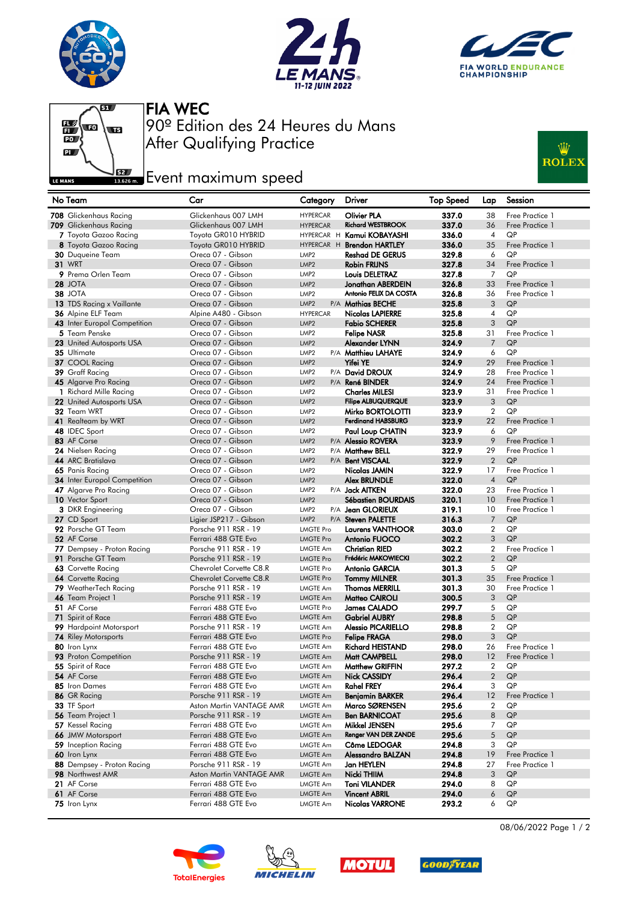# FIA WEC

## 90º Edition des 24 Heures du Mans

## After Qualifying Practice

## Event maximum speed

| No | Team | Car | Category | | Driver | Top Speed | Lap | Session |
|---|---|---|---|---|---|---|---|---|
| 708 | Glickenhaus Racing | Glickenhaus 007 LMH | HYPERCAR | | Olivier PLA | 337.0 | 38 | Free Practice 1 |
| 709 | Glickenhaus Racing | Glickenhaus 007 LMH | HYPERCAR | | Richard WESTBROOK | 337.0 | 36 | Free Practice 1 |
| 7 | Toyota Gazoo Racing | Toyota GR010 HYBRID | HYPERCAR | H | Kamui KOBAYASHI | 336.0 | 4 | QP |
| 8 | Toyota Gazoo Racing | Toyota GR010 HYBRID | HYPERCAR | H | Brendon HARTLEY | 336.0 | 35 | Free Practice 1 |
| 30 | Duqueine Team | Oreca 07 - Gibson | LMP2 | | Reshad DE GERUS | 329.8 | 6 | QP |
| 31 | WRT | Oreca 07 - Gibson | LMP2 | | Robin FRIJNS | 327.8 | 34 | Free Practice 1 |
| 9 | Prema Orlen Team | Oreca 07 - Gibson | LMP2 | | Louis DELETRAZ | 327.8 | 7 | QP |
| 28 | JOTA | Oreca 07 - Gibson | LMP2 | | Jonathan ABERDEIN | 326.8 | 33 | Free Practice 1 |
| 38 | JOTA | Oreca 07 - Gibson | LMP2 | | Antonio FELIX DA COSTA | 326.8 | 36 | Free Practice 1 |
| 13 | TDS Racing x Vaillante | Oreca 07 - Gibson | LMP2 | P/A | Mathias BECHE | 325.8 | 3 | QP |
| 36 | Alpine ELF Team | Alpine A480 - Gibson | HYPERCAR | | Nicolas LAPIERRE | 325.8 | 4 | QP |
| 43 | Inter Europol Competition | Oreca 07 - Gibson | LMP2 | | Fabio SCHERER | 325.8 | 3 | QP |
| 5 | Team Penske | Oreca 07 - Gibson | LMP2 | | Felipe NASR | 325.8 | 31 | Free Practice 1 |
| 23 | United Autosports USA | Oreca 07 - Gibson | LMP2 | | Alexander LYNN | 324.9 | 7 | QP |
| 35 | Ultimate | Oreca 07 - Gibson | LMP2 | P/A | Matthieu LAHAYE | 324.9 | 6 | QP |
| 37 | COOL Racing | Oreca 07 - Gibson | LMP2 | | Yifei YE | 324.9 | 29 | Free Practice 1 |
| 39 | Graff Racing | Oreca 07 - Gibson | LMP2 | P/A | David DROUX | 324.9 | 28 | Free Practice 1 |
| 45 | Algarve Pro Racing | Oreca 07 - Gibson | LMP2 | P/A | René BINDER | 324.9 | 24 | Free Practice 1 |
| 1 | Richard Mille Racing | Oreca 07 - Gibson | LMP2 | | Charles MILESI | 323.9 | 31 | Free Practice 1 |
| 22 | United Autosports USA | Oreca 07 - Gibson | LMP2 | | Filipe ALBUQUERQUE | 323.9 | 3 | QP |
| 32 | Team WRT | Oreca 07 - Gibson | LMP2 | | Mirko BORTOLOTTI | 323.9 | 2 | QP |
| 41 | Realteam by WRT | Oreca 07 - Gibson | LMP2 | | Ferdinand HABSBURG | 323.9 | 22 | Free Practice 1 |
| 48 | IDEC Sport | Oreca 07 - Gibson | LMP2 | | Paul Loup CHATIN | 323.9 | 6 | QP |
| 83 | AF Corse | Oreca 07 - Gibson | LMP2 | P/A | Alessio ROVERA | 323.9 | 9 | Free Practice 1 |
| 24 | Nielsen Racing | Oreca 07 - Gibson | LMP2 | P/A | Matthew BELL | 322.9 | 29 | Free Practice 1 |
| 44 | ARC Bratislava | Oreca 07 - Gibson | LMP2 | P/A | Bent VISCAAL | 322.9 | 2 | QP |
| 65 | Panis Racing | Oreca 07 - Gibson | LMP2 | | Nicolas JAMIN | 322.9 | 17 | Free Practice 1 |
| 34 | Inter Europol Competition | Oreca 07 - Gibson | LMP2 | | Alex BRUNDLE | 322.0 | 4 | QP |
| 47 | Algarve Pro Racing | Oreca 07 - Gibson | LMP2 | P/A | Jack AITKEN | 322.0 | 23 | Free Practice 1 |
| 10 | Vector Sport | Oreca 07 - Gibson | LMP2 | | Sébastien BOURDAIS | 320.1 | 10 | Free Practice 1 |
| 3 | DKR Engineering | Oreca 07 - Gibson | LMP2 | P/A | Jean GLORIEUX | 319.1 | 10 | Free Practice 1 |
| 27 | CD Sport | Ligier JSP217 - Gibson | LMP2 | P/A | Steven PALETTE | 316.3 | 7 | QP |
| 92 | Porsche GT Team | Porsche 911 RSR - 19 | LMGTE Pro | | Laurens VANTHOOR | 303.0 | 2 | QP |
| 52 | AF Corse | Ferrari 488 GTE Evo | LMGTE Pro | | Antonio FUOCO | 302.2 | 3 | QP |
| 77 | Dempsey - Proton Racing | Porsche 911 RSR - 19 | LMGTE Am | | Christian RIED | 302.2 | 2 | Free Practice 1 |
| 91 | Porsche GT Team | Porsche 911 RSR - 19 | LMGTE Pro | | Frédéric MAKOWIECKI | 302.2 | 2 | QP |
| 63 | Corvette Racing | Chevrolet Corvette C8.R | LMGTE Pro | | Antonio GARCIA | 301.3 | 5 | QP |
| 64 | Corvette Racing | Chevrolet Corvette C8.R | LMGTE Pro | | Tommy MILNER | 301.3 | 35 | Free Practice 1 |
| 79 | WeatherTech Racing | Porsche 911 RSR - 19 | LMGTE Am | | Thomas MERRILL | 301.3 | 30 | Free Practice 1 |
| 46 | Team Project 1 | Porsche 911 RSR - 19 | LMGTE Am | | Matteo CAIROLI | 300.5 | 3 | QP |
| 51 | AF Corse | Ferrari 488 GTE Evo | LMGTE Pro | | James CALADO | 299.7 | 5 | QP |
| 71 | Spirit of Race | Ferrari 488 GTE Evo | LMGTE Am | | Gabriel AUBRY | 298.8 | 5 | QP |
| 99 | Hardpoint Motorsport | Porsche 911 RSR - 19 | LMGTE Am | | Alessio PICARIELLO | 298.8 | 2 | QP |
| 74 | Riley Motorsports | Ferrari 488 GTE Evo | LMGTE Pro | | Felipe FRAGA | 298.0 | 3 | QP |
| 80 | Iron Lynx | Ferrari 488 GTE Evo | LMGTE Am | | Richard HEISTAND | 298.0 | 26 | Free Practice 1 |
| 93 | Proton Competition | Porsche 911 RSR - 19 | LMGTE Am | | Matt CAMPBELL | 298.0 | 12 | Free Practice 1 |
| 55 | Spirit of Race | Ferrari 488 GTE Evo | LMGTE Am | | Matthew GRIFFIN | 297.2 | 2 | QP |
| 54 | AF Corse | Ferrari 488 GTE Evo | LMGTE Am | | Nick CASSIDY | 296.4 | 2 | QP |
| 85 | Iron Dames | Ferrari 488 GTE Evo | LMGTE Am | | Rahel FREY | 296.4 | 3 | QP |
| 86 | GR Racing | Porsche 911 RSR - 19 | LMGTE Am | | Benjamin BARKER | 296.4 | 12 | Free Practice 1 |
| 33 | TF Sport | Aston Martin VANTAGE AMR | LMGTE Am | | Marco SØRENSEN | 295.6 | 2 | QP |
| 56 | Team Project 1 | Porsche 911 RSR - 19 | LMGTE Am | | Ben BARNICOAT | 295.6 | 8 | QP |
| 57 | Kessel Racing | Ferrari 488 GTE Evo | LMGTE Am | | Mikkel JENSEN | 295.6 | 7 | QP |
| 66 | JMW Motorsport | Ferrari 488 GTE Evo | LMGTE Am | | Renger VAN DER ZANDE | 295.6 | 5 | QP |
| 59 | Inception Racing | Ferrari 488 GTE Evo | LMGTE Am | | Côme LEDOGAR | 294.8 | 3 | QP |
| 60 | Iron Lynx | Ferrari 488 GTE Evo | LMGTE Am | | Alessandro BALZAN | 294.8 | 19 | Free Practice 1 |
| 88 | Dempsey - Proton Racing | Porsche 911 RSR - 19 | LMGTE Am | | Jan HEYLEN | 294.8 | 27 | Free Practice 1 |
| 98 | Northwest AMR | Aston Martin VANTAGE AMR | LMGTE Am | | Nicki THIIM | 294.8 | 3 | QP |
| 21 | AF Corse | Ferrari 488 GTE Evo | LMGTE Am | | Toni VILANDER | 294.0 | 8 | QP |
| 61 | AF Corse | Ferrari 488 GTE Evo | LMGTE Am | | Vincent ABRIL | 294.0 | 6 | QP |
| 75 | Iron Lynx | Ferrari 488 GTE Evo | LMGTE Am | | Nicolas VARRONE | 293.2 | 6 | QP |

08/06/2022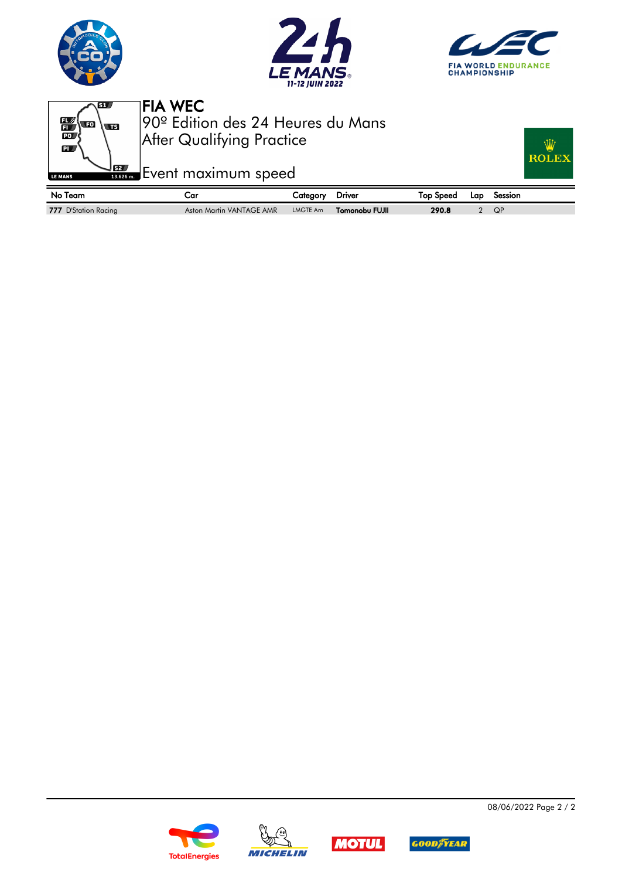# FIA WEC

90º Edition des 24 Heures du Mans

After Qualifying Practice

Event maximum speed

| No | Team | Car | Category | Driver | Top Speed | Lap | Session |
|---|---|---|---|---|---|---|---|
| 777 | D'Station Racing | Aston Martin VANTAGE AMR | LMGTE Am | Tomonobu FUJII | 290.8 | 2 | QP |

08/06/2022